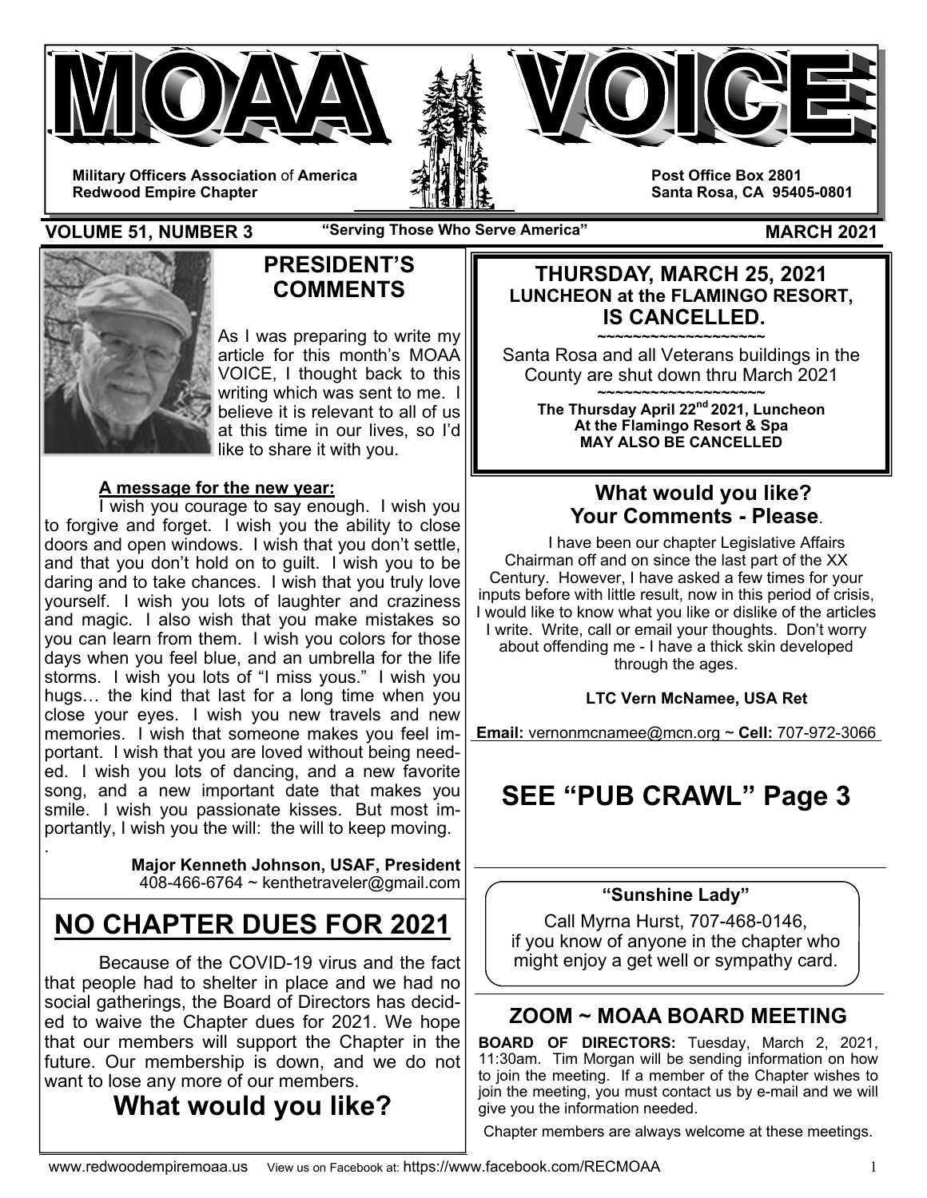# MOAA VOICE

**Military Officers Association of America**
**Redwood Empire Chapter**

**Post Office Box 2801**
**Santa Rosa, CA 95405-0801**

**VOLUME 51, NUMBER 3** — **"Serving Those Who Serve America"** — **MARCH 2021**

## PRESIDENT'S COMMENTS

As I was preparing to write my article for this month's MOAA VOICE, I thought back to this writing which was sent to me. I believe it is relevant to all of us at this time in our lives, so I'd like to share it with you.

**A message for the new year:**

I wish you courage to say enough. I wish you to forgive and forget. I wish you the ability to close doors and open windows. I wish that you don't settle, and that you don't hold on to guilt. I wish you to be daring and to take chances. I wish that you truly love yourself. I wish you lots of laughter and craziness and magic. I also wish that you make mistakes so you can learn from them. I wish you colors for those days when you feel blue, and an umbrella for the life storms. I wish you lots of "I miss yous." I wish you hugs… the kind that last for a long time when you close your eyes. I wish you new travels and new memories. I wish that someone makes you feel important. I wish that you are loved without being needed. I wish you lots of dancing, and a new favorite song, and a new important date that makes you smile. I wish you passionate kisses. But most importantly, I wish you the will: the will to keep moving.

**Major Kenneth Johnson, USAF, President**
408-466-6764 ~ kenthetraveler@gmail.com

## NO CHAPTER DUES FOR 2021

Because of the COVID-19 virus and the fact that people had to shelter in place and we had no social gatherings, the Board of Directors has decided to waive the Chapter dues for 2021. We hope that our members will support the Chapter in the future. Our membership is down, and we do not want to lose any more of our members.

## What would you like?

---

**THURSDAY, MARCH 25, 2021**
**LUNCHEON at the FLAMINGO RESORT,**
**IS CANCELLED.**

~~~~~~~~~~~~~~~~~~~~

Santa Rosa and all Veterans buildings in the County are shut down thru March 2021

~~~~~~~~~~~~~~~~~~~~

**The Thursday April 22nd 2021, Luncheon At the Flamingo Resort & Spa MAY ALSO BE CANCELLED**

---

## What would you like? Your Comments - Please.

I have been our chapter Legislative Affairs Chairman off and on since the last part of the XX Century. However, I have asked a few times for your inputs before with little result, now in this period of crisis, I would like to know what you like or dislike of the articles I write. Write, call or email your thoughts. Don't worry about offending me - I have a thick skin developed through the ages.

**LTC Vern McNamee, USA Ret**

**Email:** vernonmcnamee@mcn.org ~ **Cell:** 707-972-3066

## SEE "PUB CRAWL" Page 3

---

**"Sunshine Lady"**

Call Myrna Hurst, 707-468-0146, if you know of anyone in the chapter who might enjoy a get well or sympathy card.

---

## ZOOM ~ MOAA BOARD MEETING

**BOARD OF DIRECTORS:** Tuesday, March 2, 2021, 11:30am. Tim Morgan will be sending information on how to join the meeting. If a member of the Chapter wishes to join the meeting, you must contact us by e-mail and we will give you the information needed.

Chapter members are always welcome at these meetings.

www.redwoodempiremoaa.us View us on Facebook at: https://www.facebook.com/RECMOAA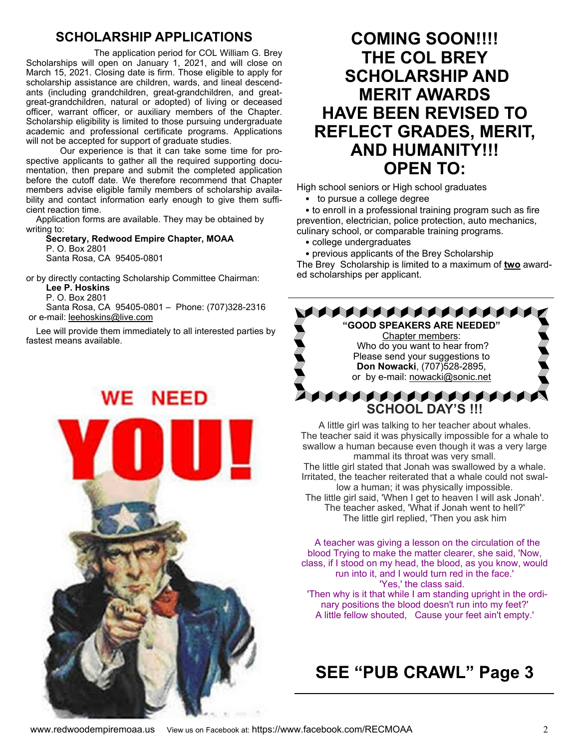## SCHOLARSHIP APPLICATIONS

The application period for COL William G. Brey Scholarships will open on January 1, 2021, and will close on March 15, 2021. Closing date is firm. Those eligible to apply for scholarship assistance are children, wards, and lineal descendants (including grandchildren, great-grandchildren, and great-great-grandchildren, natural or adopted) of living or deceased officer, warrant officer, or auxiliary members of the Chapter. Scholarship eligibility is limited to those pursuing undergraduate academic and professional certificate programs. Applications will not be accepted for support of graduate studies.

Our experience is that it can take some time for prospective applicants to gather all the required supporting documentation, then prepare and submit the completed application before the cutoff date. We therefore recommend that Chapter members advise eligible family members of scholarship availability and contact information early enough to give them sufficient reaction time.

Application forms are available. They may be obtained by writing to:

**Secretary, Redwood Empire Chapter, MOAA**
P. O. Box 2801
Santa Rosa, CA 95405-0801

or by directly contacting Scholarship Committee Chairman:

**Lee P. Hoskins**
P. O. Box 2801
Santa Rosa, CA 95405-0801 – Phone: (707)328-2316
or e-mail: leehoskins@live.com

Lee will provide them immediately to all interested parties by fastest means available.

WE NEED YOU!

## COMING SOON!!!! THE COL BREY SCHOLARSHIP AND MERIT AWARDS HAVE BEEN REVISED TO REFLECT GRADES, MERIT, AND HUMANITY!!! OPEN TO:

High school seniors or High school graduates

- to pursue a college degree
- to enroll in a professional training program such as fire prevention, electrician, police protection, auto mechanics, culinary school, or comparable training programs.
- college undergraduates
- previous applicants of the Brey Scholarship

The Brey Scholarship is limited to a maximum of **two** awarded scholarships per applicant.

**"GOOD SPEAKERS ARE NEEDED"**

Chapter members:
Who do you want to hear from?
Please send your suggestions to
**Don Nowacki**, (707)528-2895,
or by e-mail: nowacki@sonic.net

## SCHOOL DAY'S !!!

A little girl was talking to her teacher about whales. The teacher said it was physically impossible for a whale to swallow a human because even though it was a very large mammal its throat was very small.

The little girl stated that Jonah was swallowed by a whale. Irritated, the teacher reiterated that a whale could not swallow a human; it was physically impossible.

The little girl said, 'When I get to heaven I will ask Jonah'.
The teacher asked, 'What if Jonah went to hell?'
The little girl replied, 'Then you ask him

A teacher was giving a lesson on the circulation of the blood Trying to make the matter clearer, she said, 'Now, class, if I stood on my head, the blood, as you know, would run into it, and I would turn red in the face.'
'Yes,' the class said.
'Then why is it that while I am standing upright in the ordinary positions the blood doesn't run into my feet?'
A little fellow shouted, Cause your feet ain't empty.'

## SEE "PUB CRAWL" Page 3

www.redwoodempiremoaa.us View us on Facebook at: https://www.facebook.com/RECMOAA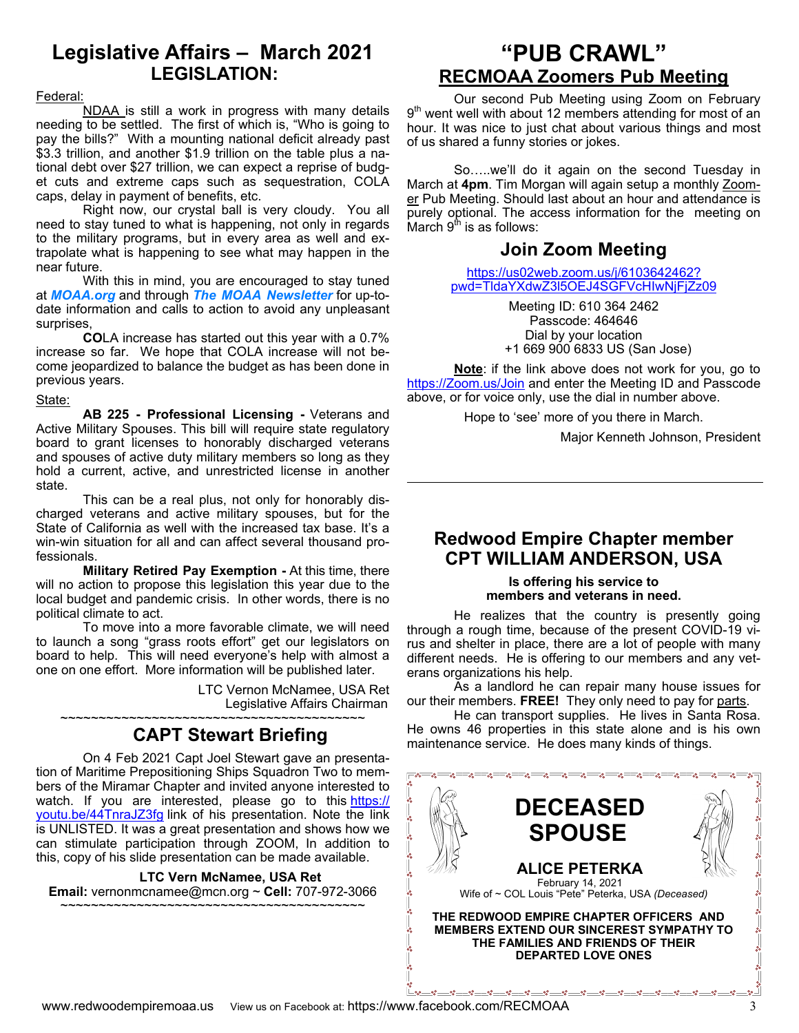# Legislative Affairs – March 2021

## LEGISLATION:

Federal:

NDAA is still a work in progress with many details needing to be settled. The first of which is, "Who is going to pay the bills?" With a mounting national deficit already past $3.3 trillion, and another $1.9 trillion on the table plus a national debt over $27 trillion, we can expect a reprise of budget cuts and extreme caps such as sequestration, COLA caps, delay in payment of benefits, etc.

Right now, our crystal ball is very cloudy. You all need to stay tuned to what is happening, not only in regards to the military programs, but in every area as well and extrapolate what is happening to see what may happen in the near future.

With this in mind, you are encouraged to stay tuned at ***MOAA.org*** and through ***The MOAA Newsletter*** for up-to-date information and calls to action to avoid any unpleasant surprises,

**CO**LA increase has started out this year with a 0.7% increase so far. We hope that COLA increase will not become jeopardized to balance the budget as has been done in previous years.

State:

**AB 225 - Professional Licensing -** Veterans and Active Military Spouses. This bill will require state regulatory board to grant licenses to honorably discharged veterans and spouses of active duty military members so long as they hold a current, active, and unrestricted license in another state.

This can be a real plus, not only for honorably discharged veterans and active military spouses, but for the State of California as well with the increased tax base. It's a win-win situation for all and can affect several thousand professionals.

**Military Retired Pay Exemption -** At this time, there will no action to propose this legislation this year due to the local budget and pandemic crisis. In other words, there is no political climate to act.

To move into a more favorable climate, we will need to launch a song "grass roots effort" get our legislators on board to help. This will need everyone's help with almost a one on one effort. More information will be published later.

LTC Vernon McNamee, USA Ret
Legislative Affairs Chairman

~~~~~~~~~~~~~~~~~~~~~~~~~~~~~~~~~~~~~~~~

## CAPT Stewart Briefing

On 4 Feb 2021 Capt Joel Stewart gave an presentation of Maritime Prepositioning Ships Squadron Two to members of the Miramar Chapter and invited anyone interested to watch. If you are interested, please go to this https://youtu.be/44TnraJZ3fg link of his presentation. Note the link is UNLISTED. It was a great presentation and shows how we can stimulate participation through ZOOM, In addition to this, copy of his slide presentation can be made available.

**LTC Vern McNamee, USA Ret**
**Email:** vernonmcnamee@mcn.org ~ **Cell:** 707-972-3066

~~~~~~~~~~~~~~~~~~~~~~~~~~~~~~~~~~~~~~~~

# "PUB CRAWL"

## RECMOAA Zoomers Pub Meeting

Our second Pub Meeting using Zoom on February 9th went well with about 12 members attending for most of an hour. It was nice to just chat about various things and most of us shared a funny stories or jokes.

So…..we'll do it again on the second Tuesday in March at **4pm**. Tim Morgan will again setup a monthly Zoomer Pub Meeting. Should last about an hour and attendance is purely optional. The access information for the meeting on March 9th is as follows:

### Join Zoom Meeting

https://us02web.zoom.us/j/6103642462?pwd=TldaYXdwZ3l5OEJ4SGFVcHIwNjFjZz09

Meeting ID: 610 364 2462
Passcode: 464646
Dial by your location
+1 669 900 6833 US (San Jose)

**Note**: if the link above does not work for you, go to https://Zoom.us/Join and enter the Meeting ID and Passcode above, or for voice only, use the dial in number above.

Hope to 'see' more of you there in March.

Major Kenneth Johnson, President

## Redwood Empire Chapter member CPT WILLIAM ANDERSON, USA

**Is offering his service to members and veterans in need.**

He realizes that the country is presently going through a rough time, because of the present COVID-19 virus and shelter in place, there are a lot of people with many different needs. He is offering to our members and any veterans organizations his help.

As a landlord he can repair many house issues for our their members. **FREE!** They only need to pay for parts.

He can transport supplies. He lives in Santa Rosa. He owns 46 properties in this state alone and is his own maintenance service. He does many kinds of things.

## DECEASED SPOUSE

### ALICE PETERKA

February 14, 2021
Wife of ~ COL Louis "Pete" Peterka, USA *(Deceased)*

**THE REDWOOD EMPIRE CHAPTER OFFICERS AND MEMBERS EXTEND OUR SINCEREST SYMPATHY TO THE FAMILIES AND FRIENDS OF THEIR DEPARTED LOVE ONES**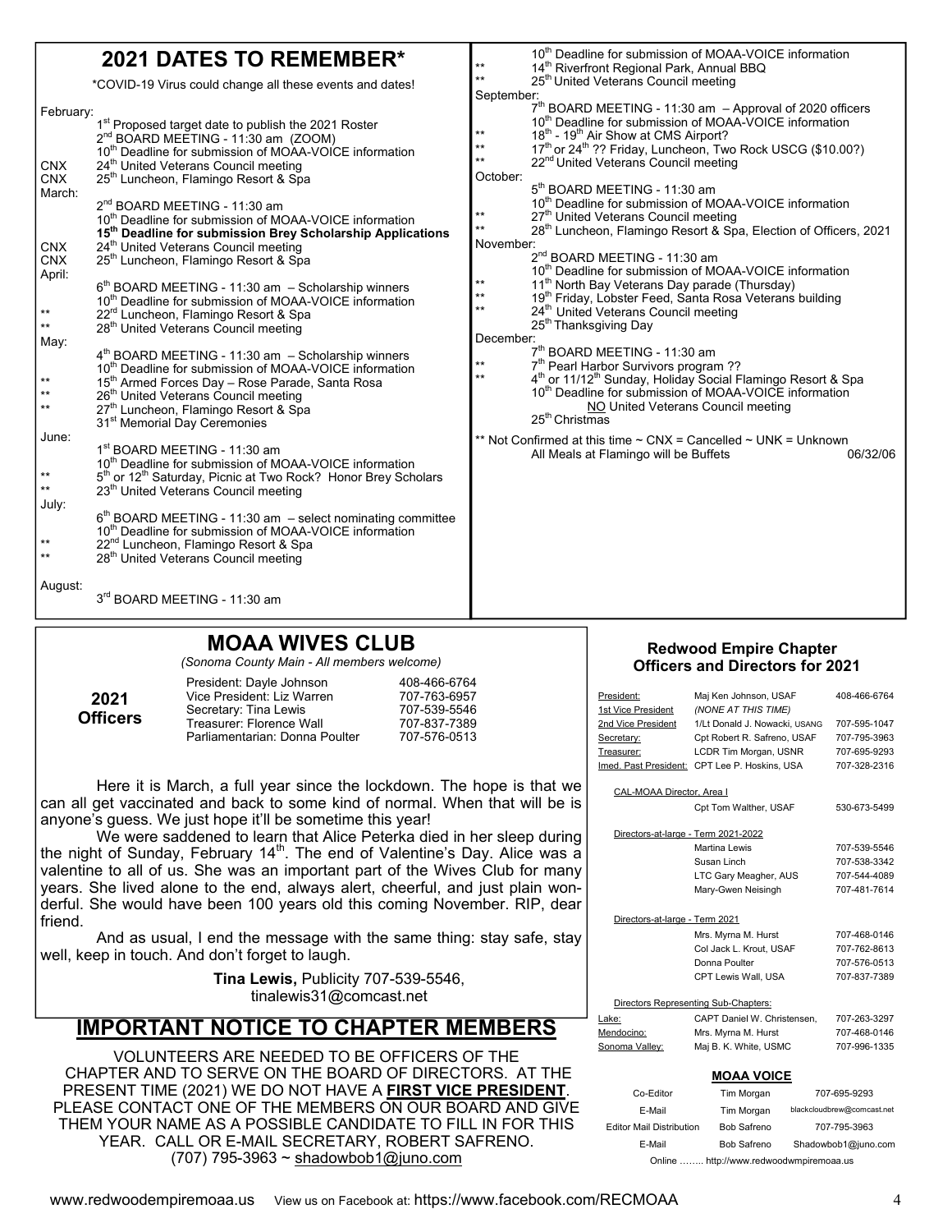## 2021 DATES TO REMEMBER*

*COVID-19 Virus could change all these events and dates!

February:
- 1st Proposed target date to publish the 2021 Roster
- 2nd BOARD MEETING - 11:30 am (ZOOM)
- 10th Deadline for submission of MOAA-VOICE information
- CNX 24th United Veterans Council meeting
- CNX 25th Luncheon, Flamingo Resort & Spa

March:
- 2nd BOARD MEETING - 11:30 am
- 10th Deadline for submission of MOAA-VOICE information
- **15th Deadline for submission Brey Scholarship Applications**
- CNX 24th United Veterans Council meeting
- CNX 25th Luncheon, Flamingo Resort & Spa

April:
- 6th BOARD MEETING - 11:30 am – Scholarship winners
- 10th Deadline for submission of MOAA-VOICE information
- ** 22rd Luncheon, Flamingo Resort & Spa
- ** 28th United Veterans Council meeting

May:
- 4th BOARD MEETING - 11:30 am – Scholarship winners
- 10th Deadline for submission of MOAA-VOICE information
- ** 15th Armed Forces Day – Rose Parade, Santa Rosa
- ** 26th United Veterans Council meeting
- ** 27th Luncheon, Flamingo Resort & Spa
- 31st Memorial Day Ceremonies

June:
- 1st BOARD MEETING - 11:30 am
- 10th Deadline for submission of MOAA-VOICE information
- ** 5th or 12th Saturday, Picnic at Two Rock? Honor Brey Scholars
- ** 23th United Veterans Council meeting

July:
- 6th BOARD MEETING - 11:30 am – select nominating committee
- 10th Deadline for submission of MOAA-VOICE information
- ** 22nd Luncheon, Flamingo Resort & Spa
- ** 28th United Veterans Council meeting

August:
- 3rd BOARD MEETING - 11:30 am
- 10th Deadline for submission of MOAA-VOICE information
- ** 14th Riverfront Regional Park, Annual BBQ
- ** 25th United Veterans Council meeting

September:
- 7th BOARD MEETING - 11:30 am – Approval of 2020 officers
- 10th Deadline for submission of MOAA-VOICE information
- ** 18th - 19th Air Show at CMS Airport?
- ** 17th or 24th ?? Friday, Luncheon, Two Rock USCG ($10.00?)
- ** 22nd United Veterans Council meeting

October:
- 5th BOARD MEETING - 11:30 am
- 10th Deadline for submission of MOAA-VOICE information
- ** 27th United Veterans Council meeting
- ** 28th Luncheon, Flamingo Resort & Spa, Election of Officers, 2021

November:
- 2nd BOARD MEETING - 11:30 am
- 10th Deadline for submission of MOAA-VOICE information
- ** 11th North Bay Veterans Day parade (Thursday)
- ** 19th Friday, Lobster Feed, Santa Rosa Veterans building
- ** 24th United Veterans Council meeting
- 25th Thanksgiving Day

December:
- 7th BOARD MEETING - 11:30 am
- ** 7th Pearl Harbor Survivors program ??
- ** 4th or 11/12th Sunday, Holiday Social Flamingo Resort & Spa
- 10th Deadline for submission of MOAA-VOICE information
- NO United Veterans Council meeting
- 25th Christmas

** Not Confirmed at this time ~ CNX = Cancelled ~ UNK = Unknown
All Meals at Flamingo will be Buffets 06/32/06

## MOAA WIVES CLUB

*(Sonoma County Main - All members welcome)*

**2021 Officers**

| | |
|---|---|
| President: Dayle Johnson | 408-466-6764 |
| Vice President: Liz Warren | 707-763-6957 |
| Secretary: Tina Lewis | 707-539-5546 |
| Treasurer: Florence Wall | 707-837-7389 |
| Parliamentarian: Donna Poulter | 707-576-0513 |

Here it is March, a full year since the lockdown. The hope is that we can all get vaccinated and back to some kind of normal. When that will be is anyone's guess. We just hope it'll be sometime this year!

We were saddened to learn that Alice Peterka died in her sleep during the night of Sunday, February 14th. The end of Valentine's Day. Alice was a valentine to all of us. She was an important part of the Wives Club for many years. She lived alone to the end, always alert, cheerful, and just plain wonderful. She would have been 100 years old this coming November. RIP, dear friend.

And as usual, I end the message with the same thing: stay safe, stay well, keep in touch. And don't forget to laugh.

**Tina Lewis,** Publicity 707-539-5546,
tinalewis31@comcast.net

## IMPORTANT NOTICE TO CHAPTER MEMBERS

VOLUNTEERS ARE NEEDED TO BE OFFICERS OF THE CHAPTER AND TO SERVE ON THE BOARD OF DIRECTORS. AT THE PRESENT TIME (2021) WE DO NOT HAVE A **FIRST VICE PRESIDENT**. PLEASE CONTACT ONE OF THE MEMBERS ON OUR BOARD AND GIVE THEM YOUR NAME AS A POSSIBLE CANDIDATE TO FILL IN FOR THIS YEAR. CALL OR E-MAIL SECRETARY, ROBERT SAFRENO. (707) 795-3963 ~ shadowbob1@juno.com

### Redwood Empire Chapter Officers and Directors for 2021

| | | |
|---|---|---|
| President: | Maj Ken Johnson, USAF | 408-466-6764 |
| 1st Vice President | *(NONE AT THIS TIME)* | |
| 2nd Vice President | 1/Lt Donald J. Nowacki, USANG | 707-595-1047 |
| Secretary: | Cpt Robert R. Safreno, USAF | 707-795-3963 |
| Treasurer: | LCDR Tim Morgan, USNR | 707-695-9293 |
| Imed. Past President: | CPT Lee P. Hoskins, USA | 707-328-2316 |
| CAL-MOAA Director, Area I | | |
| | Cpt Tom Walther, USAF | 530-673-5499 |
| Directors-at-large - Term 2021-2022 | | |
| | Martina Lewis | 707-539-5546 |
| | Susan Linch | 707-538-3342 |
| | LTC Gary Meagher, AUS | 707-544-4089 |
| | Mary-Gwen Neisingh | 707-481-7614 |
| Directors-at-large - Term 2021 | | |
| | Mrs. Myrna M. Hurst | 707-468-0146 |
| | Col Jack L. Krout, USAF | 707-762-8613 |
| | Donna Poulter | 707-576-0513 |
| | CPT Lewis Wall, USA | 707-837-7389 |
| Directors Representing Sub-Chapters: | | |
| Lake: | CAPT Daniel W. Christensen, | 707-263-3297 |
| Mendocino: | Mrs. Myrna M. Hurst | 707-468-0146 |
| Sonoma Valley: | Maj B. K. White, USMC | 707-996-1335 |

**MOAA VOICE**

| | | |
|---|---|---|
| Co-Editor | Tim Morgan | 707-695-9293 |
| E-Mail | Tim Morgan | blackcloudbrew@comcast.net |
| Editor Mail Distribution | Bob Safreno | 707-795-3963 |
| E-Mail | Bob Safreno | Shadowbob1@juno.com |

Online …….. http://www.redwoodwmpiremoaa.us

www.redwoodempiremoaa.us View us on Facebook at: https://www.facebook.com/RECMOAA